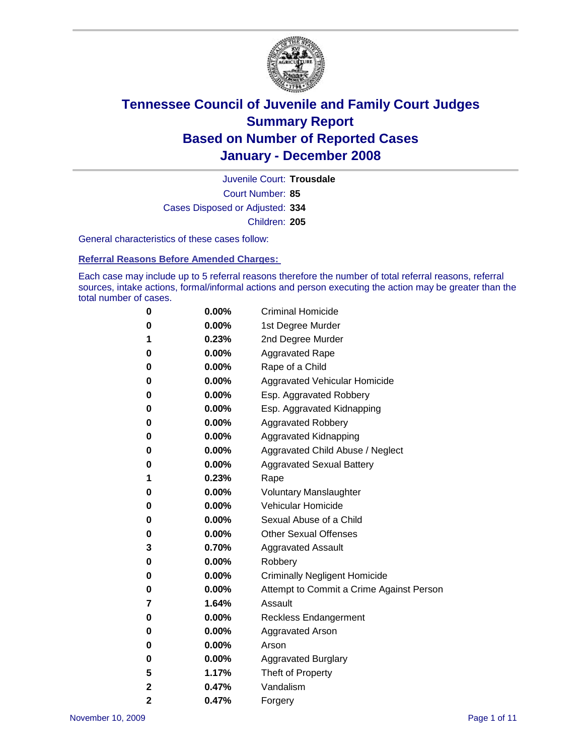# Tennessee Council of Juvenile and Family Court Judges
## Summary Report
## Based on Number of Reported Cases
## January - December 2008

Juvenile Court: **Trousdale**
Court Number: **85**
Cases Disposed or Adjusted: **334**
Children: **205**

General characteristics of these cases follow:

**Referral Reasons Before Amended Charges:**

Each case may include up to 5 referral reasons therefore the number of total referral reasons, referral sources, intake actions, formal/informal actions and person executing the action may be greater than the total number of cases.

| | | |
|---|---|---|
| 0 | 0.00% | Criminal Homicide |
| 0 | 0.00% | 1st Degree Murder |
| 1 | 0.23% | 2nd Degree Murder |
| 0 | 0.00% | Aggravated Rape |
| 0 | 0.00% | Rape of a Child |
| 0 | 0.00% | Aggravated Vehicular Homicide |
| 0 | 0.00% | Esp. Aggravated Robbery |
| 0 | 0.00% | Esp. Aggravated Kidnapping |
| 0 | 0.00% | Aggravated Robbery |
| 0 | 0.00% | Aggravated Kidnapping |
| 0 | 0.00% | Aggravated Child Abuse / Neglect |
| 0 | 0.00% | Aggravated Sexual Battery |
| 1 | 0.23% | Rape |
| 0 | 0.00% | Voluntary Manslaughter |
| 0 | 0.00% | Vehicular Homicide |
| 0 | 0.00% | Sexual Abuse of a Child |
| 0 | 0.00% | Other Sexual Offenses |
| 3 | 0.70% | Aggravated Assault |
| 0 | 0.00% | Robbery |
| 0 | 0.00% | Criminally Negligent Homicide |
| 0 | 0.00% | Attempt to Commit a Crime Against Person |
| 7 | 1.64% | Assault |
| 0 | 0.00% | Reckless Endangerment |
| 0 | 0.00% | Aggravated Arson |
| 0 | 0.00% | Arson |
| 0 | 0.00% | Aggravated Burglary |
| 5 | 1.17% | Theft of Property |
| 2 | 0.47% | Vandalism |
| 2 | 0.47% | Forgery |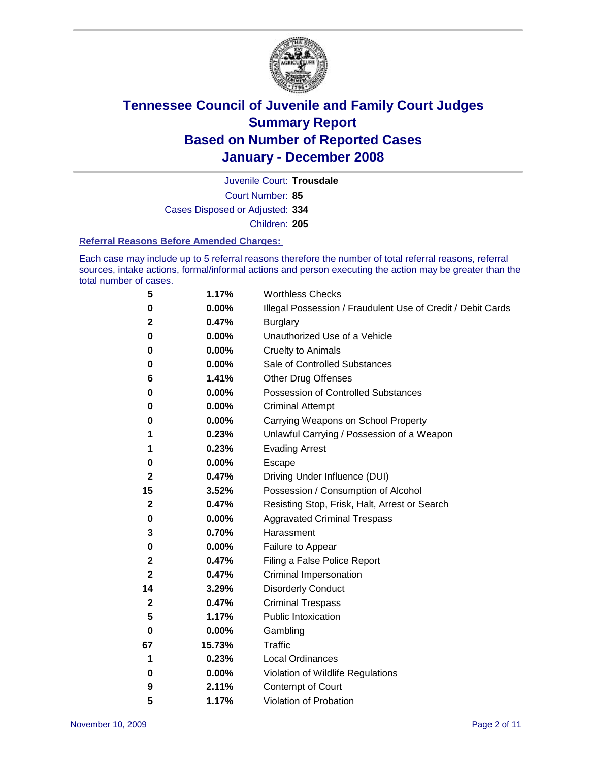# Tennessee Council of Juvenile and Family Court Judges
# Summary Report
# Based on Number of Reported Cases
# January - December 2008

Juvenile Court: **Trousdale**

Court Number: **85**

Cases Disposed or Adjusted: **334**

Children: **205**

### Referral Reasons Before Amended Charges:

Each case may include up to 5 referral reasons therefore the number of total referral reasons, referral sources, intake actions, formal/informal actions and person executing the action may be greater than the total number of cases.

| | | |
|---|---|---|
| 5 | 1.17% | Worthless Checks |
| 0 | 0.00% | Illegal Possession / Fraudulent Use of Credit / Debit Cards |
| 2 | 0.47% | Burglary |
| 0 | 0.00% | Unauthorized Use of a Vehicle |
| 0 | 0.00% | Cruelty to Animals |
| 0 | 0.00% | Sale of Controlled Substances |
| 6 | 1.41% | Other Drug Offenses |
| 0 | 0.00% | Possession of Controlled Substances |
| 0 | 0.00% | Criminal Attempt |
| 0 | 0.00% | Carrying Weapons on School Property |
| 1 | 0.23% | Unlawful Carrying / Possession of a Weapon |
| 1 | 0.23% | Evading Arrest |
| 0 | 0.00% | Escape |
| 2 | 0.47% | Driving Under Influence (DUI) |
| 15 | 3.52% | Possession / Consumption of Alcohol |
| 2 | 0.47% | Resisting Stop, Frisk, Halt, Arrest or Search |
| 0 | 0.00% | Aggravated Criminal Trespass |
| 3 | 0.70% | Harassment |
| 0 | 0.00% | Failure to Appear |
| 2 | 0.47% | Filing a False Police Report |
| 2 | 0.47% | Criminal Impersonation |
| 14 | 3.29% | Disorderly Conduct |
| 2 | 0.47% | Criminal Trespass |
| 5 | 1.17% | Public Intoxication |
| 0 | 0.00% | Gambling |
| 67 | 15.73% | Traffic |
| 1 | 0.23% | Local Ordinances |
| 0 | 0.00% | Violation of Wildlife Regulations |
| 9 | 2.11% | Contempt of Court |
| 5 | 1.17% | Violation of Probation |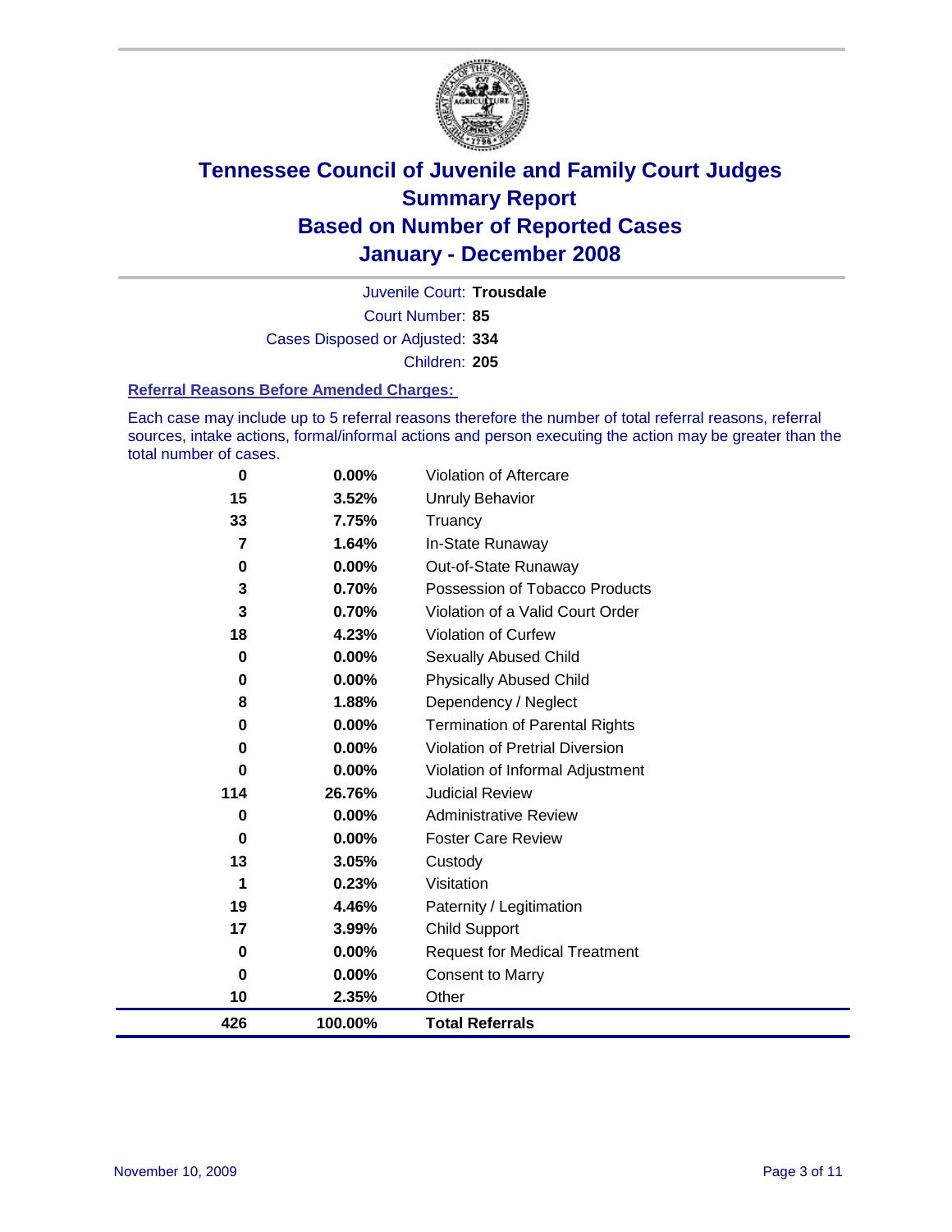# Tennessee Council of Juvenile and Family Court Judges
## Summary Report
## Based on Number of Reported Cases
## January - December 2008

Juvenile Court: **Trousdale**

Court Number: **85**

Cases Disposed or Adjusted: **334**

Children: **205**

### Referral Reasons Before Amended Charges:

Each case may include up to 5 referral reasons therefore the number of total referral reasons, referral sources, intake actions, formal/informal actions and person executing the action may be greater than the total number of cases.

| Count | Percent | Referral Reason |
|---|---|---|
| 0 | 0.00% | Violation of Aftercare |
| 15 | 3.52% | Unruly Behavior |
| 33 | 7.75% | Truancy |
| 7 | 1.64% | In-State Runaway |
| 0 | 0.00% | Out-of-State Runaway |
| 3 | 0.70% | Possession of Tobacco Products |
| 3 | 0.70% | Violation of a Valid Court Order |
| 18 | 4.23% | Violation of Curfew |
| 0 | 0.00% | Sexually Abused Child |
| 0 | 0.00% | Physically Abused Child |
| 8 | 1.88% | Dependency / Neglect |
| 0 | 0.00% | Termination of Parental Rights |
| 0 | 0.00% | Violation of Pretrial Diversion |
| 0 | 0.00% | Violation of Informal Adjustment |
| 114 | 26.76% | Judicial Review |
| 0 | 0.00% | Administrative Review |
| 0 | 0.00% | Foster Care Review |
| 13 | 3.05% | Custody |
| 1 | 0.23% | Visitation |
| 19 | 4.46% | Paternity / Legitimation |
| 17 | 3.99% | Child Support |
| 0 | 0.00% | Request for Medical Treatment |
| 0 | 0.00% | Consent to Marry |
| 10 | 2.35% | Other |
| **426** | **100.00%** | **Total Referrals** |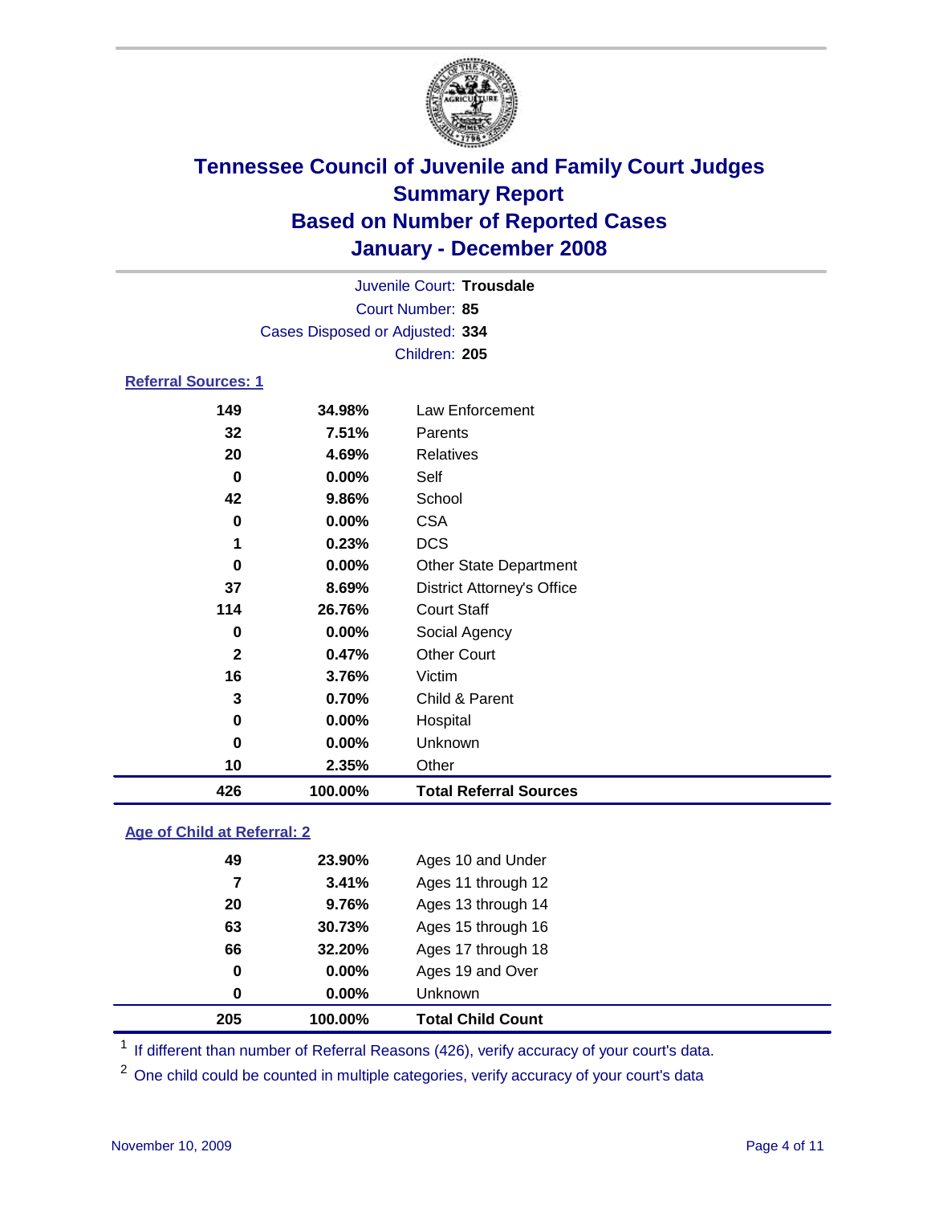# Tennessee Council of Juvenile and Family Court Judges
## Summary Report
## Based on Number of Reported Cases
## January - December 2008

Juvenile Court: **Trousdale**
Court Number: **85**
Cases Disposed or Adjusted: **334**
Children: **205**

### Referral Sources: 1

| | | |
|---|---|---|
| 149 | 34.98% | Law Enforcement |
| 32 | 7.51% | Parents |
| 20 | 4.69% | Relatives |
| 0 | 0.00% | Self |
| 42 | 9.86% | School |
| 0 | 0.00% | CSA |
| 1 | 0.23% | DCS |
| 0 | 0.00% | Other State Department |
| 37 | 8.69% | District Attorney's Office |
| 114 | 26.76% | Court Staff |
| 0 | 0.00% | Social Agency |
| 2 | 0.47% | Other Court |
| 16 | 3.76% | Victim |
| 3 | 0.70% | Child & Parent |
| 0 | 0.00% | Hospital |
| 0 | 0.00% | Unknown |
| 10 | 2.35% | Other |
| **426** | **100.00%** | **Total Referral Sources** |

### Age of Child at Referral: 2

| | | |
|---|---|---|
| 49 | 23.90% | Ages 10 and Under |
| 7 | 3.41% | Ages 11 through 12 |
| 20 | 9.76% | Ages 13 through 14 |
| 63 | 30.73% | Ages 15 through 16 |
| 66 | 32.20% | Ages 17 through 18 |
| 0 | 0.00% | Ages 19 and Over |
| 0 | 0.00% | Unknown |
| **205** | **100.00%** | **Total Child Count** |

[1] If different than number of Referral Reasons (426), verify accuracy of your court's data.

[2] One child could be counted in multiple categories, verify accuracy of your court's data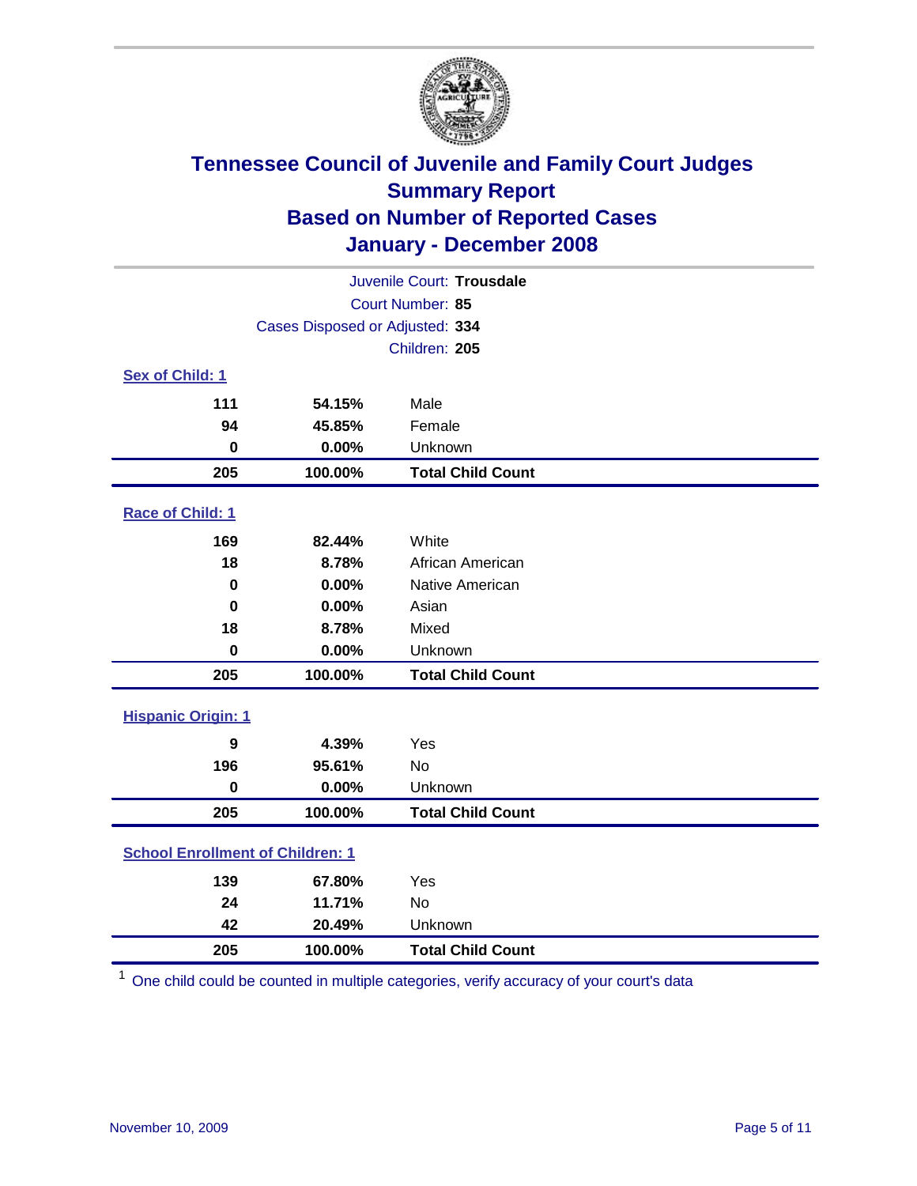# Tennessee Council of Juvenile and Family Court Judges
## Summary Report
## Based on Number of Reported Cases
## January - December 2008

Juvenile Court: **Trousdale**
Court Number: **85**
Cases Disposed or Adjusted: **334**
Children: **205**

### Sex of Child: 1

| Count | Percent | Category |
|---|---|---|
| 111 | 54.15% | Male |
| 94 | 45.85% | Female |
| 0 | 0.00% | Unknown |
| **205** | **100.00%** | **Total Child Count** |

### Race of Child: 1

| Count | Percent | Category |
|---|---|---|
| 169 | 82.44% | White |
| 18 | 8.78% | African American |
| 0 | 0.00% | Native American |
| 0 | 0.00% | Asian |
| 18 | 8.78% | Mixed |
| 0 | 0.00% | Unknown |
| **205** | **100.00%** | **Total Child Count** |

### Hispanic Origin: 1

| Count | Percent | Category |
|---|---|---|
| 9 | 4.39% | Yes |
| 196 | 95.61% | No |
| 0 | 0.00% | Unknown |
| **205** | **100.00%** | **Total Child Count** |

### School Enrollment of Children: 1

| Count | Percent | Category |
|---|---|---|
| 139 | 67.80% | Yes |
| 24 | 11.71% | No |
| 42 | 20.49% | Unknown |
| **205** | **100.00%** | **Total Child Count** |

[1] One child could be counted in multiple categories, verify accuracy of your court's data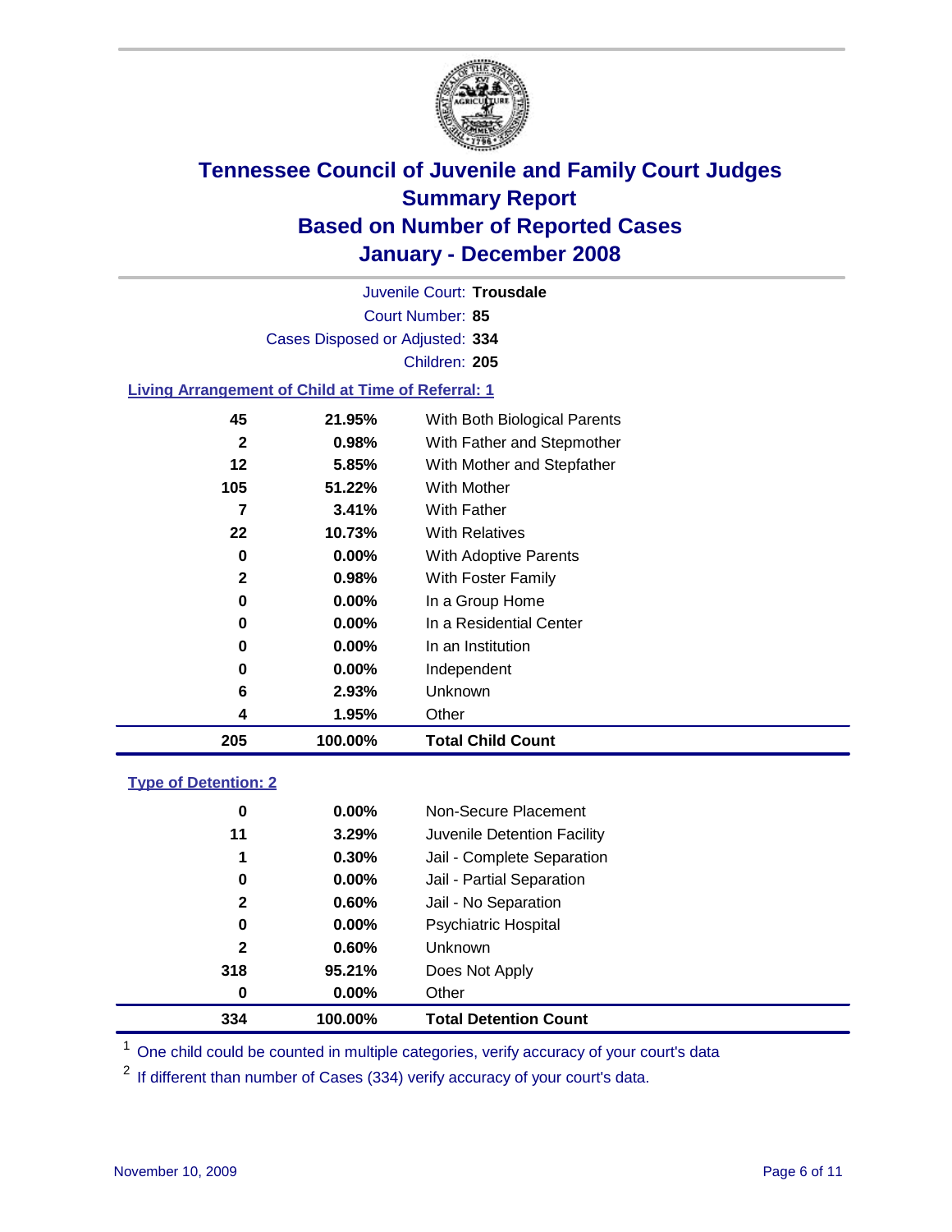# Tennessee Council of Juvenile and Family Court Judges
## Summary Report
## Based on Number of Reported Cases
## January - December 2008

Juvenile Court: **Trousdale**

Court Number: **85**

Cases Disposed or Adjusted: **334**

Children: **205**

### Living Arrangement of Child at Time of Referral: 1

| Count | Percent | Living Arrangement |
|---|---|---|
| 45 | 21.95% | With Both Biological Parents |
| 2 | 0.98% | With Father and Stepmother |
| 12 | 5.85% | With Mother and Stepfather |
| 105 | 51.22% | With Mother |
| 7 | 3.41% | With Father |
| 22 | 10.73% | With Relatives |
| 0 | 0.00% | With Adoptive Parents |
| 2 | 0.98% | With Foster Family |
| 0 | 0.00% | In a Group Home |
| 0 | 0.00% | In a Residential Center |
| 0 | 0.00% | In an Institution |
| 0 | 0.00% | Independent |
| 6 | 2.93% | Unknown |
| 4 | 1.95% | Other |
| **205** | **100.00%** | **Total Child Count** |

### Type of Detention: 2

| Count | Percent | Type of Detention |
|---|---|---|
| 0 | 0.00% | Non-Secure Placement |
| 11 | 3.29% | Juvenile Detention Facility |
| 1 | 0.30% | Jail - Complete Separation |
| 0 | 0.00% | Jail - Partial Separation |
| 2 | 0.60% | Jail - No Separation |
| 0 | 0.00% | Psychiatric Hospital |
| 2 | 0.60% | Unknown |
| 318 | 95.21% | Does Not Apply |
| 0 | 0.00% | Other |
| **334** | **100.00%** | **Total Detention Count** |

[1] One child could be counted in multiple categories, verify accuracy of your court's data

[2] If different than number of Cases (334) verify accuracy of your court's data.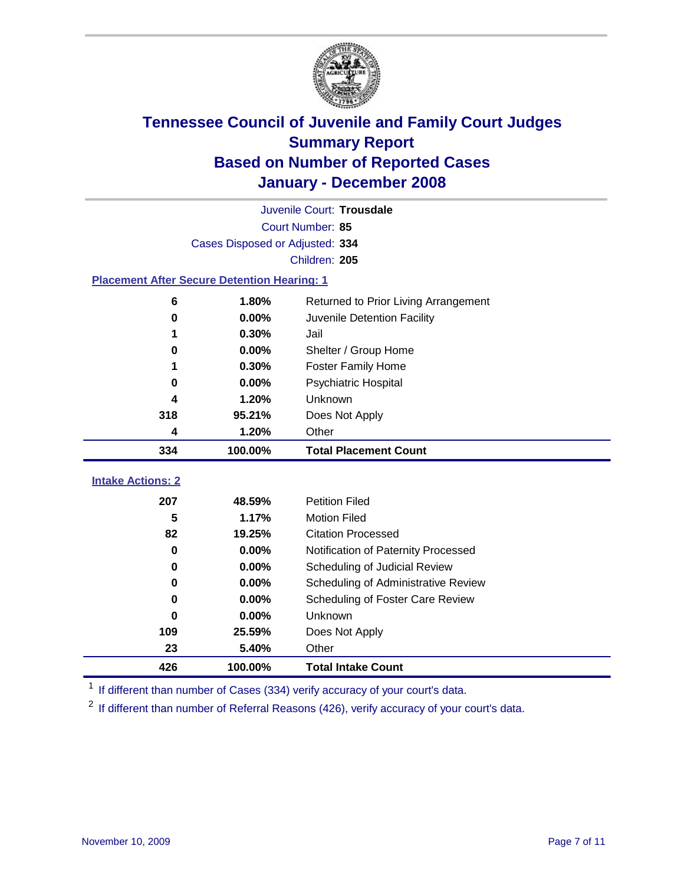# Tennessee Council of Juvenile and Family Court Judges
## Summary Report
## Based on Number of Reported Cases
## January - December 2008

Juvenile Court: **Trousdale**
Court Number: **85**
Cases Disposed or Adjusted: **334**
Children: **205**

### Placement After Secure Detention Hearing: 1

| Count | Percent | Placement |
|---|---|---|
| 6 | 1.80% | Returned to Prior Living Arrangement |
| 0 | 0.00% | Juvenile Detention Facility |
| 1 | 0.30% | Jail |
| 0 | 0.00% | Shelter / Group Home |
| 1 | 0.30% | Foster Family Home |
| 0 | 0.00% | Psychiatric Hospital |
| 4 | 1.20% | Unknown |
| 318 | 95.21% | Does Not Apply |
| 4 | 1.20% | Other |
| **334** | **100.00%** | **Total Placement Count** |

### Intake Actions: 2

| Count | Percent | Intake Action |
|---|---|---|
| 207 | 48.59% | Petition Filed |
| 5 | 1.17% | Motion Filed |
| 82 | 19.25% | Citation Processed |
| 0 | 0.00% | Notification of Paternity Processed |
| 0 | 0.00% | Scheduling of Judicial Review |
| 0 | 0.00% | Scheduling of Administrative Review |
| 0 | 0.00% | Scheduling of Foster Care Review |
| 0 | 0.00% | Unknown |
| 109 | 25.59% | Does Not Apply |
| 23 | 5.40% | Other |
| **426** | **100.00%** | **Total Intake Count** |

[1] If different than number of Cases (334) verify accuracy of your court's data.

[2] If different than number of Referral Reasons (426), verify accuracy of your court's data.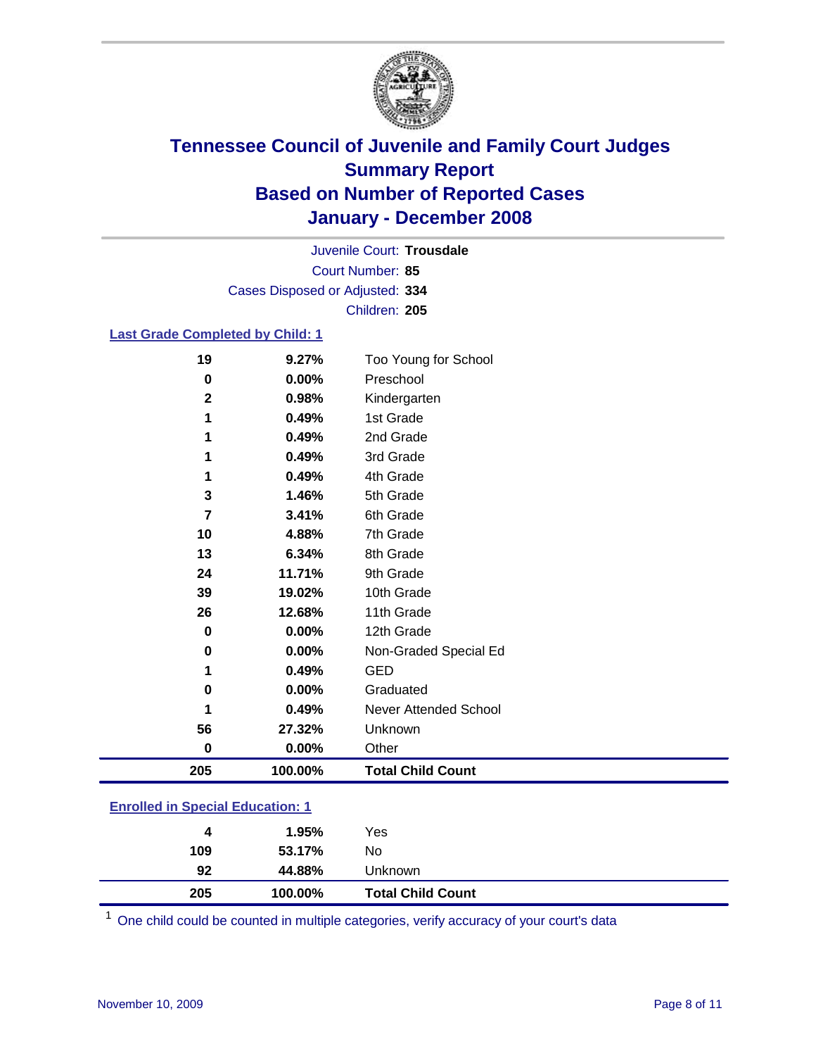# Tennessee Council of Juvenile and Family Court Judges
# Summary Report
# Based on Number of Reported Cases
# January - December 2008

Juvenile Court: **Trousdale**

Court Number: **85**

Cases Disposed or Adjusted: **334**

Children: **205**

## Last Grade Completed by Child: 1

| Count | Percent | Category |
|---|---|---|
| 19 | 9.27% | Too Young for School |
| 0 | 0.00% | Preschool |
| 2 | 0.98% | Kindergarten |
| 1 | 0.49% | 1st Grade |
| 1 | 0.49% | 2nd Grade |
| 1 | 0.49% | 3rd Grade |
| 1 | 0.49% | 4th Grade |
| 3 | 1.46% | 5th Grade |
| 7 | 3.41% | 6th Grade |
| 10 | 4.88% | 7th Grade |
| 13 | 6.34% | 8th Grade |
| 24 | 11.71% | 9th Grade |
| 39 | 19.02% | 10th Grade |
| 26 | 12.68% | 11th Grade |
| 0 | 0.00% | 12th Grade |
| 0 | 0.00% | Non-Graded Special Ed |
| 1 | 0.49% | GED |
| 0 | 0.00% | Graduated |
| 1 | 0.49% | Never Attended School |
| 56 | 27.32% | Unknown |
| 0 | 0.00% | Other |
| **205** | **100.00%** | **Total Child Count** |

## Enrolled in Special Education: 1

| Count | Percent | Category |
|---|---|---|
| 4 | 1.95% | Yes |
| 109 | 53.17% | No |
| 92 | 44.88% | Unknown |
| **205** | **100.00%** | **Total Child Count** |

[1] One child could be counted in multiple categories, verify accuracy of your court's data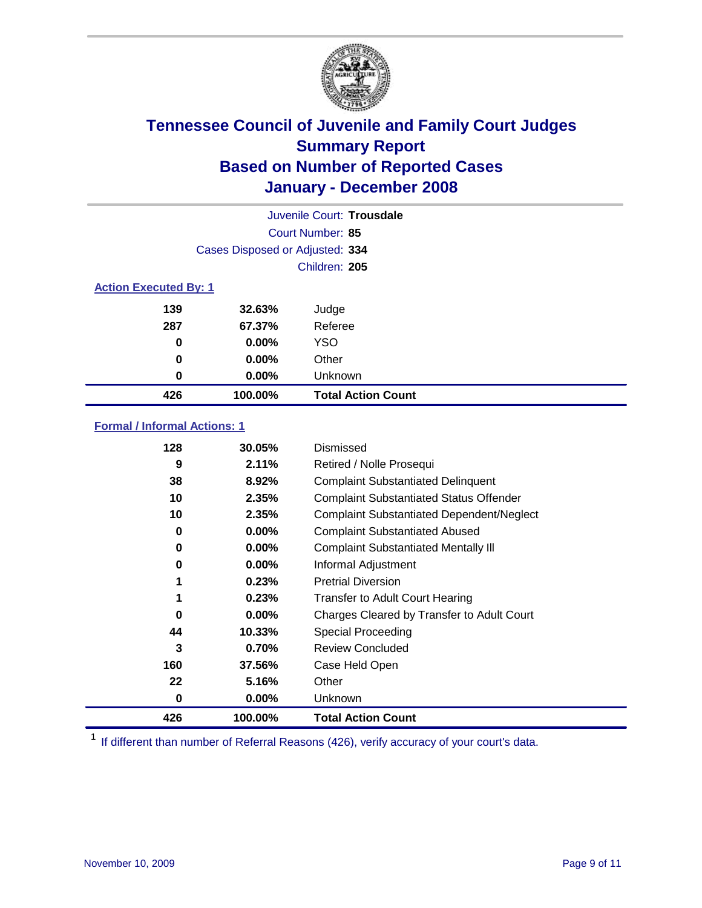# Tennessee Council of Juvenile and Family Court Judges
## Summary Report
## Based on Number of Reported Cases
## January - December 2008

Juvenile Court: **Trousdale**
Court Number: **85**
Cases Disposed or Adjusted: **334**
Children: **205**

### Action Executed By: 1

| | | |
|---|---|---|
| 139 | 32.63% | Judge |
| 287 | 67.37% | Referee |
| 0 | 0.00% | YSO |
| 0 | 0.00% | Other |
| 0 | 0.00% | Unknown |
| **426** | **100.00%** | **Total Action Count** |

### Formal / Informal Actions: 1

| | | |
|---|---|---|
| 128 | 30.05% | Dismissed |
| 9 | 2.11% | Retired / Nolle Prosequi |
| 38 | 8.92% | Complaint Substantiated Delinquent |
| 10 | 2.35% | Complaint Substantiated Status Offender |
| 10 | 2.35% | Complaint Substantiated Dependent/Neglect |
| 0 | 0.00% | Complaint Substantiated Abused |
| 0 | 0.00% | Complaint Substantiated Mentally Ill |
| 0 | 0.00% | Informal Adjustment |
| 1 | 0.23% | Pretrial Diversion |
| 1 | 0.23% | Transfer to Adult Court Hearing |
| 0 | 0.00% | Charges Cleared by Transfer to Adult Court |
| 44 | 10.33% | Special Proceeding |
| 3 | 0.70% | Review Concluded |
| 160 | 37.56% | Case Held Open |
| 22 | 5.16% | Other |
| 0 | 0.00% | Unknown |
| **426** | **100.00%** | **Total Action Count** |

[1] If different than number of Referral Reasons (426), verify accuracy of your court's data.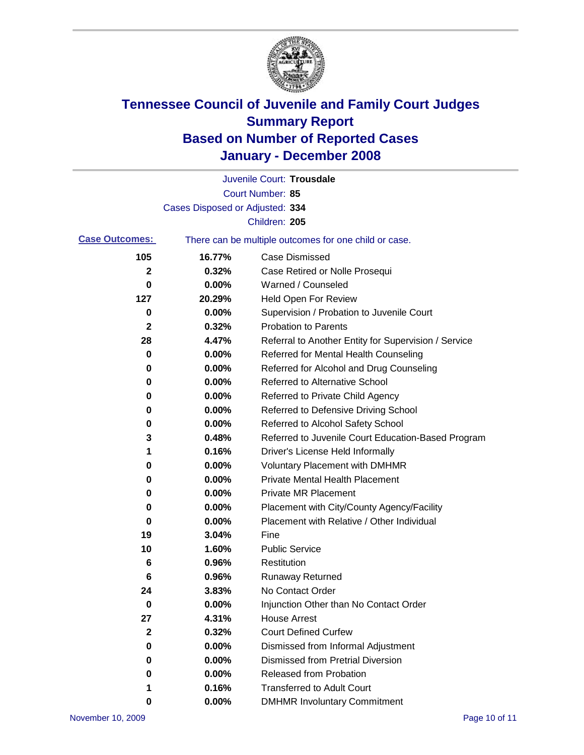# Tennessee Council of Juvenile and Family Court Judges
## Summary Report
## Based on Number of Reported Cases
## January - December 2008

Juvenile Court: **Trousdale**

Court Number: **85**

Cases Disposed or Adjusted: **334**

Children: **205**

**Case Outcomes:** There can be multiple outcomes for one child or case.

| Count | Percent | Outcome |
|---|---|---|
| 105 | 16.77% | Case Dismissed |
| 2 | 0.32% | Case Retired or Nolle Prosequi |
| 0 | 0.00% | Warned / Counseled |
| 127 | 20.29% | Held Open For Review |
| 0 | 0.00% | Supervision / Probation to Juvenile Court |
| 2 | 0.32% | Probation to Parents |
| 28 | 4.47% | Referral to Another Entity for Supervision / Service |
| 0 | 0.00% | Referred for Mental Health Counseling |
| 0 | 0.00% | Referred for Alcohol and Drug Counseling |
| 0 | 0.00% | Referred to Alternative School |
| 0 | 0.00% | Referred to Private Child Agency |
| 0 | 0.00% | Referred to Defensive Driving School |
| 0 | 0.00% | Referred to Alcohol Safety School |
| 3 | 0.48% | Referred to Juvenile Court Education-Based Program |
| 1 | 0.16% | Driver's License Held Informally |
| 0 | 0.00% | Voluntary Placement with DMHMR |
| 0 | 0.00% | Private Mental Health Placement |
| 0 | 0.00% | Private MR Placement |
| 0 | 0.00% | Placement with City/County Agency/Facility |
| 0 | 0.00% | Placement with Relative / Other Individual |
| 19 | 3.04% | Fine |
| 10 | 1.60% | Public Service |
| 6 | 0.96% | Restitution |
| 6 | 0.96% | Runaway Returned |
| 24 | 3.83% | No Contact Order |
| 0 | 0.00% | Injunction Other than No Contact Order |
| 27 | 4.31% | House Arrest |
| 2 | 0.32% | Court Defined Curfew |
| 0 | 0.00% | Dismissed from Informal Adjustment |
| 0 | 0.00% | Dismissed from Pretrial Diversion |
| 0 | 0.00% | Released from Probation |
| 1 | 0.16% | Transferred to Adult Court |
| 0 | 0.00% | DMHMR Involuntary Commitment |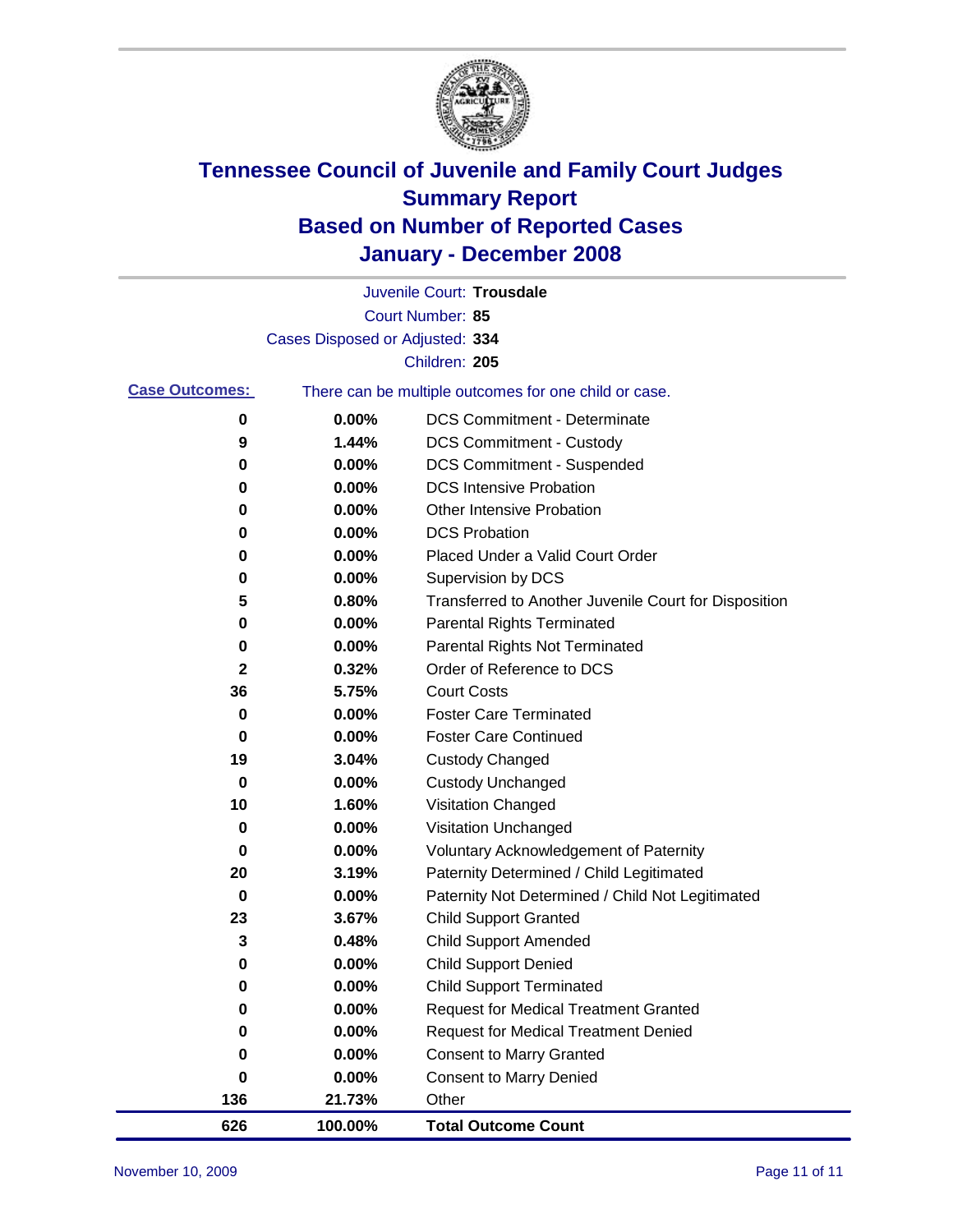# Tennessee Council of Juvenile and Family Court Judges
# Summary Report
# Based on Number of Reported Cases
# January - December 2008

Juvenile Court: **Trousdale**

Court Number: **85**

Cases Disposed or Adjusted: **334**

Children: **205**

**Case Outcomes:** There can be multiple outcomes for one child or case.

| | | |
|---|---|---|
| 0 | 0.00% | DCS Commitment - Determinate |
| 9 | 1.44% | DCS Commitment - Custody |
| 0 | 0.00% | DCS Commitment - Suspended |
| 0 | 0.00% | DCS Intensive Probation |
| 0 | 0.00% | Other Intensive Probation |
| 0 | 0.00% | DCS Probation |
| 0 | 0.00% | Placed Under a Valid Court Order |
| 0 | 0.00% | Supervision by DCS |
| 5 | 0.80% | Transferred to Another Juvenile Court for Disposition |
| 0 | 0.00% | Parental Rights Terminated |
| 0 | 0.00% | Parental Rights Not Terminated |
| 2 | 0.32% | Order of Reference to DCS |
| 36 | 5.75% | Court Costs |
| 0 | 0.00% | Foster Care Terminated |
| 0 | 0.00% | Foster Care Continued |
| 19 | 3.04% | Custody Changed |
| 0 | 0.00% | Custody Unchanged |
| 10 | 1.60% | Visitation Changed |
| 0 | 0.00% | Visitation Unchanged |
| 0 | 0.00% | Voluntary Acknowledgement of Paternity |
| 20 | 3.19% | Paternity Determined / Child Legitimated |
| 0 | 0.00% | Paternity Not Determined / Child Not Legitimated |
| 23 | 3.67% | Child Support Granted |
| 3 | 0.48% | Child Support Amended |
| 0 | 0.00% | Child Support Denied |
| 0 | 0.00% | Child Support Terminated |
| 0 | 0.00% | Request for Medical Treatment Granted |
| 0 | 0.00% | Request for Medical Treatment Denied |
| 0 | 0.00% | Consent to Marry Granted |
| 0 | 0.00% | Consent to Marry Denied |
| 136 | 21.73% | Other |
| **626** | **100.00%** | **Total Outcome Count** |